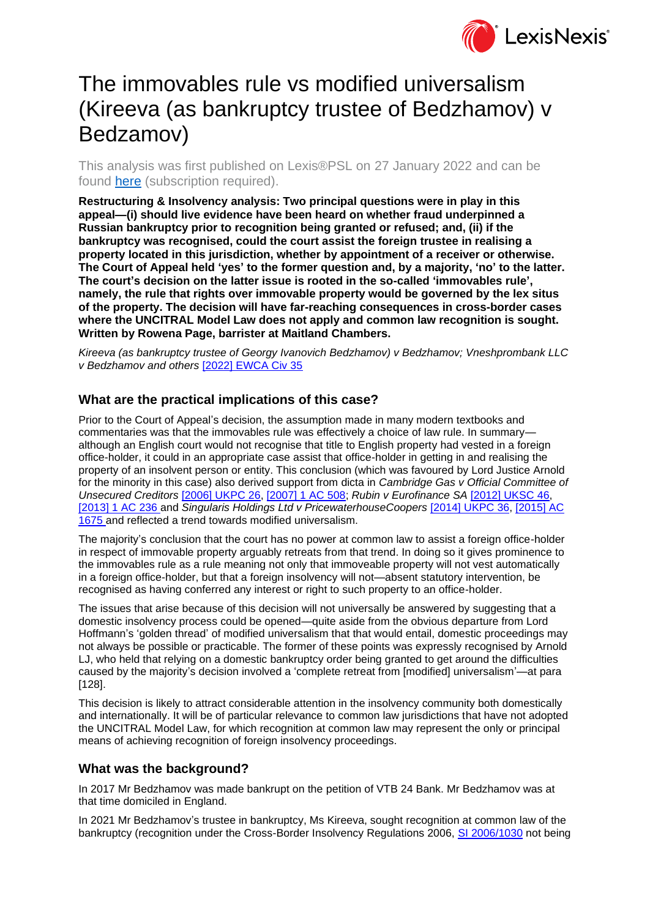# The immovables rule vs modified universalism (Kireeva (as bankruptcy trustee of Bedzhamov) v Bedzamov)

This analysis was first published on Lexis®PSL on 27 January 2022 and can be found [here](#) (subscription required).

**Restructuring & Insolvency analysis: Two principal questions were in play in this appeal—(i) should live evidence have been heard on whether fraud underpinned a Russian bankruptcy prior to recognition being granted or refused; and, (ii) if the bankruptcy was recognised, could the court assist the foreign trustee in realising a property located in this jurisdiction, whether by appointment of a receiver or otherwise. The Court of Appeal held 'yes' to the former question and, by a majority, 'no' to the latter. The court's decision on the latter issue is rooted in the so-called 'immovables rule', namely, the rule that rights over immovable property would be governed by the lex situs of the property. The decision will have far-reaching consequences in cross-border cases where the UNCITRAL Model Law does not apply and common law recognition is sought. Written by Rowena Page, barrister at Maitland Chambers.**

*Kireeva (as bankruptcy trustee of Georgy Ivanovich Bedzhamov) v Bedzhamov; Vneshprombank LLC v Bedzhamov and others* [2022] EWCA Civ 35

## What are the practical implications of this case?

Prior to the Court of Appeal's decision, the assumption made in many modern textbooks and commentaries was that the immovables rule was effectively a choice of law rule. In summary—although an English court would not recognise that title to English property had vested in a foreign office-holder, it could in an appropriate case assist that office-holder in getting in and realising the property of an insolvent person or entity. This conclusion (which was favoured by Lord Justice Arnold for the minority in this case) also derived support from dicta in *Cambridge Gas v Official Committee of Unsecured Creditors* [2006] UKPC 26, [2007] 1 AC 508; *Rubin v Eurofinance SA* [2012] UKSC 46, [2013] 1 AC 236 and *Singularis Holdings Ltd v PricewaterhouseCoopers* [2014] UKPC 36, [2015] AC 1675 and reflected a trend towards modified universalism.

The majority's conclusion that the court has no power at common law to assist a foreign office-holder in respect of immovable property arguably retreats from that trend. In doing so it gives prominence to the immovables rule as a rule meaning not only that immoveable property will not vest automatically in a foreign office-holder, but that a foreign insolvency will not—absent statutory intervention, be recognised as having conferred any interest or right to such property to an office-holder.

The issues that arise because of this decision will not universally be answered by suggesting that a domestic insolvency process could be opened—quite aside from the obvious departure from Lord Hoffmann's 'golden thread' of modified universalism that that would entail, domestic proceedings may not always be possible or practicable. The former of these points was expressly recognised by Arnold LJ, who held that relying on a domestic bankruptcy order being granted to get around the difficulties caused by the majority's decision involved a 'complete retreat from [modified] universalism'—at para [128].

This decision is likely to attract considerable attention in the insolvency community both domestically and internationally. It will be of particular relevance to common law jurisdictions that have not adopted the UNCITRAL Model Law, for which recognition at common law may represent the only or principal means of achieving recognition of foreign insolvency proceedings.

## What was the background?

In 2017 Mr Bedzhamov was made bankrupt on the petition of VTB 24 Bank. Mr Bedzhamov was at that time domiciled in England.

In 2021 Mr Bedzhamov's trustee in bankruptcy, Ms Kireeva, sought recognition at common law of the bankruptcy (recognition under the Cross-Border Insolvency Regulations 2006, SI 2006/1030 not being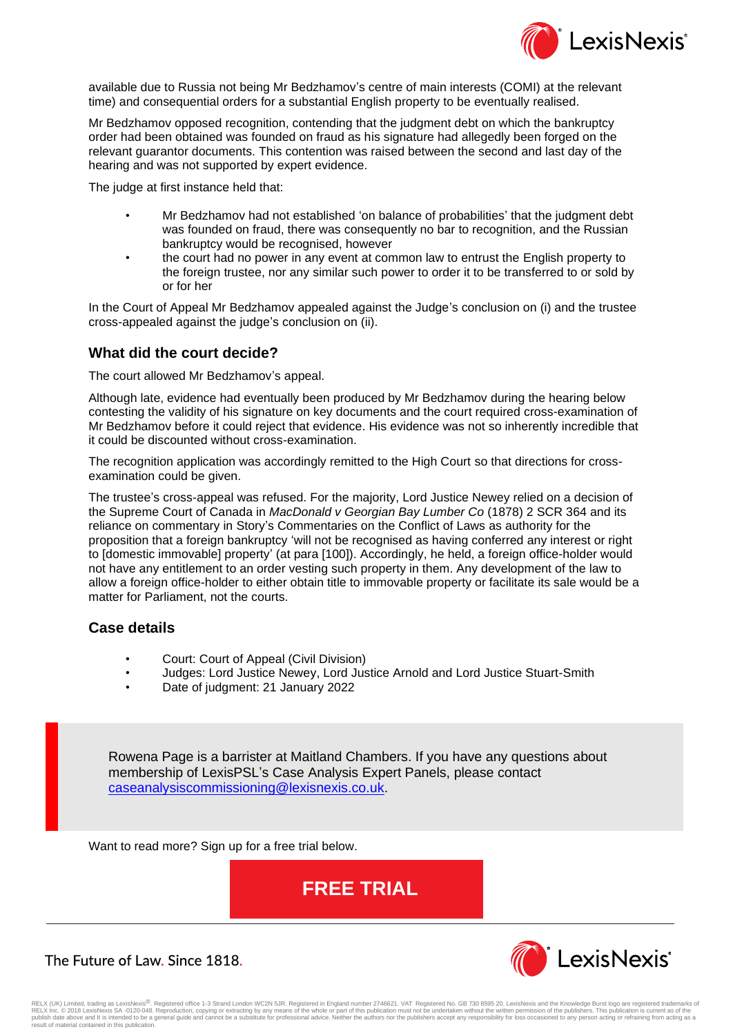available due to Russia not being Mr Bedzhamov's centre of main interests (COMI) at the relevant time) and consequential orders for a substantial English property to be eventually realised.

Mr Bedzhamov opposed recognition, contending that the judgment debt on which the bankruptcy order had been obtained was founded on fraud as his signature had allegedly been forged on the relevant guarantor documents. This contention was raised between the second and last day of the hearing and was not supported by expert evidence.

The judge at first instance held that:

- Mr Bedzhamov had not established 'on balance of probabilities' that the judgment debt was founded on fraud, there was consequently no bar to recognition, and the Russian bankruptcy would be recognised, however
- the court had no power in any event at common law to entrust the English property to the foreign trustee, nor any similar such power to order it to be transferred to or sold by or for her

In the Court of Appeal Mr Bedzhamov appealed against the Judge's conclusion on (i) and the trustee cross-appealed against the judge's conclusion on (ii).

### What did the court decide?

The court allowed Mr Bedzhamov's appeal.

Although late, evidence had eventually been produced by Mr Bedzhamov during the hearing below contesting the validity of his signature on key documents and the court required cross-examination of Mr Bedzhamov before it could reject that evidence. His evidence was not so inherently incredible that it could be discounted without cross-examination.

The recognition application was accordingly remitted to the High Court so that directions for cross-examination could be given.

The trustee's cross-appeal was refused. For the majority, Lord Justice Newey relied on a decision of the Supreme Court of Canada in *MacDonald v Georgian Bay Lumber Co* (1878) 2 SCR 364 and its reliance on commentary in Story's Commentaries on the Conflict of Laws as authority for the proposition that a foreign bankruptcy 'will not be recognised as having conferred any interest or right to [domestic immovable] property' (at para [100]). Accordingly, he held, a foreign office-holder would not have any entitlement to an order vesting such property in them. Any development of the law to allow a foreign office-holder to either obtain title to immovable property or facilitate its sale would be a matter for Parliament, not the courts.

### Case details

- Court: Court of Appeal (Civil Division)
- Judges: Lord Justice Newey, Lord Justice Arnold and Lord Justice Stuart-Smith
- Date of judgment: 21 January 2022

Rowena Page is a barrister at Maitland Chambers. If you have any questions about membership of LexisPSL's Case Analysis Expert Panels, please contact caseanalysiscommissioning@lexisnexis.co.uk.

Want to read more? Sign up for a free trial below.

**FREE TRIAL**

The Future of Law. Since 1818.

RELX (UK) Limited, trading as LexisNexis®. Registered office 1-3 Strand London WC2N 5JR. Registered in England number 2746621. VAT Registered No. GB 730 8595 20. LexisNexis and the Knowledge Burst logo are registered trademarks of RELX Inc. © 2018 LexisNexis SA -0120-048. Reproduction, copying or extracting by any means of the whole or part of this publication must not be undertaken without the written permission of the publishers. This publication is current as of the publish date above and it is intended to be a general guide and cannot be a substitute for professional advice. Neither the authors nor the publishers accept any responsibility for loss occasioned to any person acting or refraining from acting as a result of material contained in this publication.